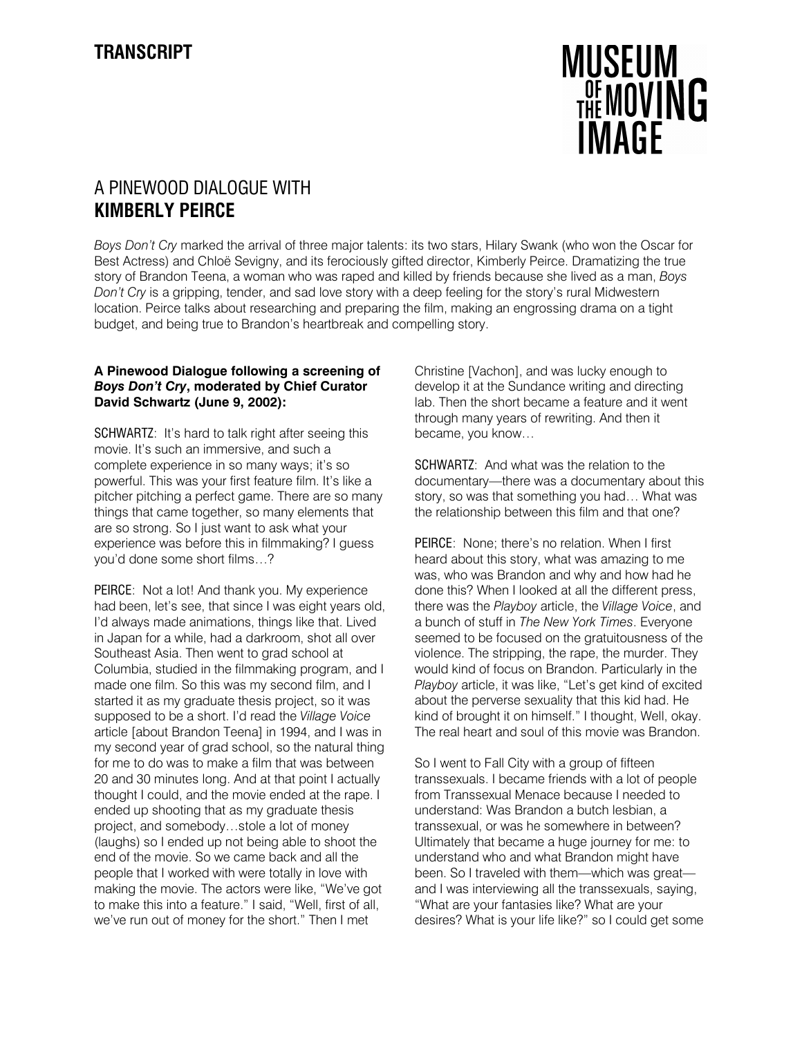**TRANSCRIPT**

MUSEUM OF THE MOVING IMAGE

# A PINEWOOD DIALOGUE WITH **KIMBERLY PEIRCE**

*Boys Don't Cry* marked the arrival of three major talents: its two stars, Hilary Swank (who won the Oscar for Best Actress) and Chloë Sevigny, and its ferociously gifted director, Kimberly Peirce. Dramatizing the true story of Brandon Teena, a woman who was raped and killed by friends because she lived as a man, *Boys Don't Cry* is a gripping, tender, and sad love story with a deep feeling for the story's rural Midwestern location. Peirce talks about researching and preparing the film, making an engrossing drama on a tight budget, and being true to Brandon's heartbreak and compelling story.

**A Pinewood Dialogue following a screening of *Boys Don't Cry*, moderated by Chief Curator David Schwartz (June 9, 2002):**

SCHWARTZ: It's hard to talk right after seeing this movie. It's such an immersive, and such a complete experience in so many ways; it's so powerful. This was your first feature film. It's like a pitcher pitching a perfect game. There are so many things that came together, so many elements that are so strong. So I just want to ask what your experience was before this in filmmaking? I guess you'd done some short films…?

PEIRCE: Not a lot! And thank you. My experience had been, let's see, that since I was eight years old, I'd always made animations, things like that. Lived in Japan for a while, had a darkroom, shot all over Southeast Asia. Then went to grad school at Columbia, studied in the filmmaking program, and I made one film. So this was my second film, and I started it as my graduate thesis project, so it was supposed to be a short. I'd read the *Village Voice* article [about Brandon Teena] in 1994, and I was in my second year of grad school, so the natural thing for me to do was to make a film that was between 20 and 30 minutes long. And at that point I actually thought I could, and the movie ended at the rape. I ended up shooting that as my graduate thesis project, and somebody…stole a lot of money (laughs) so I ended up not being able to shoot the end of the movie. So we came back and all the people that I worked with were totally in love with making the movie. The actors were like, "We've got to make this into a feature." I said, "Well, first of all, we've run out of money for the short." Then I met Christine [Vachon], and was lucky enough to develop it at the Sundance writing and directing lab. Then the short became a feature and it went through many years of rewriting. And then it became, you know…

SCHWARTZ: And what was the relation to the documentary—there was a documentary about this story, so was that something you had… What was the relationship between this film and that one?

PEIRCE: None; there's no relation. When I first heard about this story, what was amazing to me was, who was Brandon and why and how had he done this? When I looked at all the different press, there was the *Playboy* article, the *Village Voice*, and a bunch of stuff in *The New York Times*. Everyone seemed to be focused on the gratuitousness of the violence. The stripping, the rape, the murder. They would kind of focus on Brandon. Particularly in the *Playboy* article, it was like, "Let's get kind of excited about the perverse sexuality that this kid had. He kind of brought it on himself." I thought, Well, okay. The real heart and soul of this movie was Brandon.

So I went to Fall City with a group of fifteen transsexuals. I became friends with a lot of people from Transsexual Menace because I needed to understand: Was Brandon a butch lesbian, a transsexual, or was he somewhere in between? Ultimately that became a huge journey for me: to understand who and what Brandon might have been. So I traveled with them—which was great—and I was interviewing all the transsexuals, saying, "What are your fantasies like? What are your desires? What is your life like?" so I could get some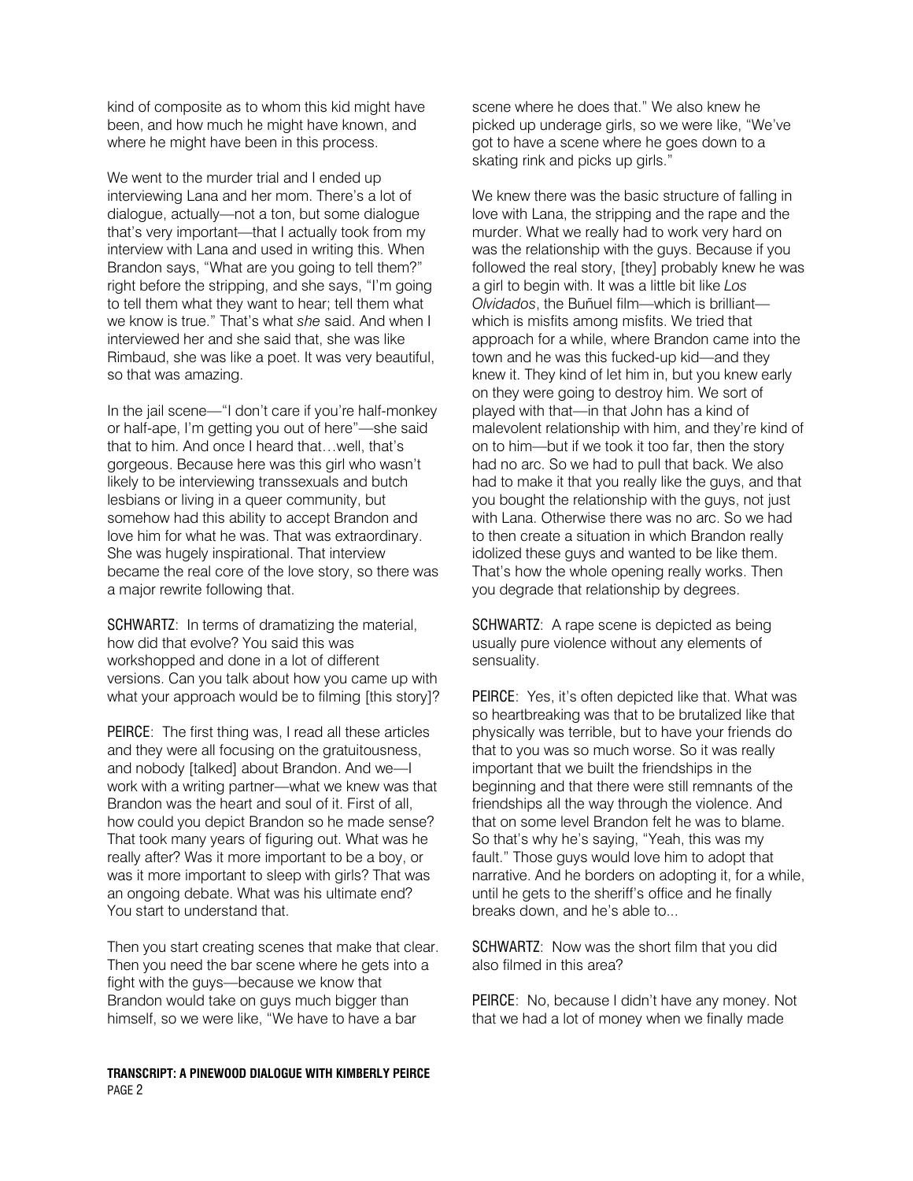kind of composite as to whom this kid might have been, and how much he might have known, and where he might have been in this process.

We went to the murder trial and I ended up interviewing Lana and her mom. There's a lot of dialogue, actually—not a ton, but some dialogue that's very important—that I actually took from my interview with Lana and used in writing this. When Brandon says, "What are you going to tell them?" right before the stripping, and she says, "I'm going to tell them what they want to hear; tell them what we know is true." That's what *she* said. And when I interviewed her and she said that, she was like Rimbaud, she was like a poet. It was very beautiful, so that was amazing.

In the jail scene—"I don't care if you're half-monkey or half-ape, I'm getting you out of here"—she said that to him. And once I heard that…well, that's gorgeous. Because here was this girl who wasn't likely to be interviewing transsexuals and butch lesbians or living in a queer community, but somehow had this ability to accept Brandon and love him for what he was. That was extraordinary. She was hugely inspirational. That interview became the real core of the love story, so there was a major rewrite following that.

SCHWARTZ: In terms of dramatizing the material, how did that evolve? You said this was workshopped and done in a lot of different versions. Can you talk about how you came up with what your approach would be to filming [this story]?

PEIRCE: The first thing was, I read all these articles and they were all focusing on the gratuitousness, and nobody [talked] about Brandon. And we—I work with a writing partner—what we knew was that Brandon was the heart and soul of it. First of all, how could you depict Brandon so he made sense? That took many years of figuring out. What was he really after? Was it more important to be a boy, or was it more important to sleep with girls? That was an ongoing debate. What was his ultimate end? You start to understand that.

Then you start creating scenes that make that clear. Then you need the bar scene where he gets into a fight with the guys—because we know that Brandon would take on guys much bigger than himself, so we were like, "We have to have a bar scene where he does that." We also knew he picked up underage girls, so we were like, "We've got to have a scene where he goes down to a skating rink and picks up girls."

We knew there was the basic structure of falling in love with Lana, the stripping and the rape and the murder. What we really had to work very hard on was the relationship with the guys. Because if you followed the real story, [they] probably knew he was a girl to begin with. It was a little bit like *Los Olvidados*, the Buñuel film—which is brilliant—which is misfits among misfits. We tried that approach for a while, where Brandon came into the town and he was this fucked-up kid—and they knew it. They kind of let him in, but you knew early on they were going to destroy him. We sort of played with that—in that John has a kind of malevolent relationship with him, and they're kind of on to him—but if we took it too far, then the story had no arc. So we had to pull that back. We also had to make it that you really like the guys, and that you bought the relationship with the guys, not just with Lana. Otherwise there was no arc. So we had to then create a situation in which Brandon really idolized these guys and wanted to be like them. That's how the whole opening really works. Then you degrade that relationship by degrees.

SCHWARTZ: A rape scene is depicted as being usually pure violence without any elements of sensuality.

PEIRCE: Yes, it's often depicted like that. What was so heartbreaking was that to be brutalized like that physically was terrible, but to have your friends do that to you was so much worse. So it was really important that we built the friendships in the beginning and that there were still remnants of the friendships all the way through the violence. And that on some level Brandon felt he was to blame. So that's why he's saying, "Yeah, this was my fault." Those guys would love him to adopt that narrative. And he borders on adopting it, for a while, until he gets to the sheriff's office and he finally breaks down, and he's able to...

SCHWARTZ: Now was the short film that you did also filmed in this area?

PEIRCE: No, because I didn't have any money. Not that we had a lot of money when we finally made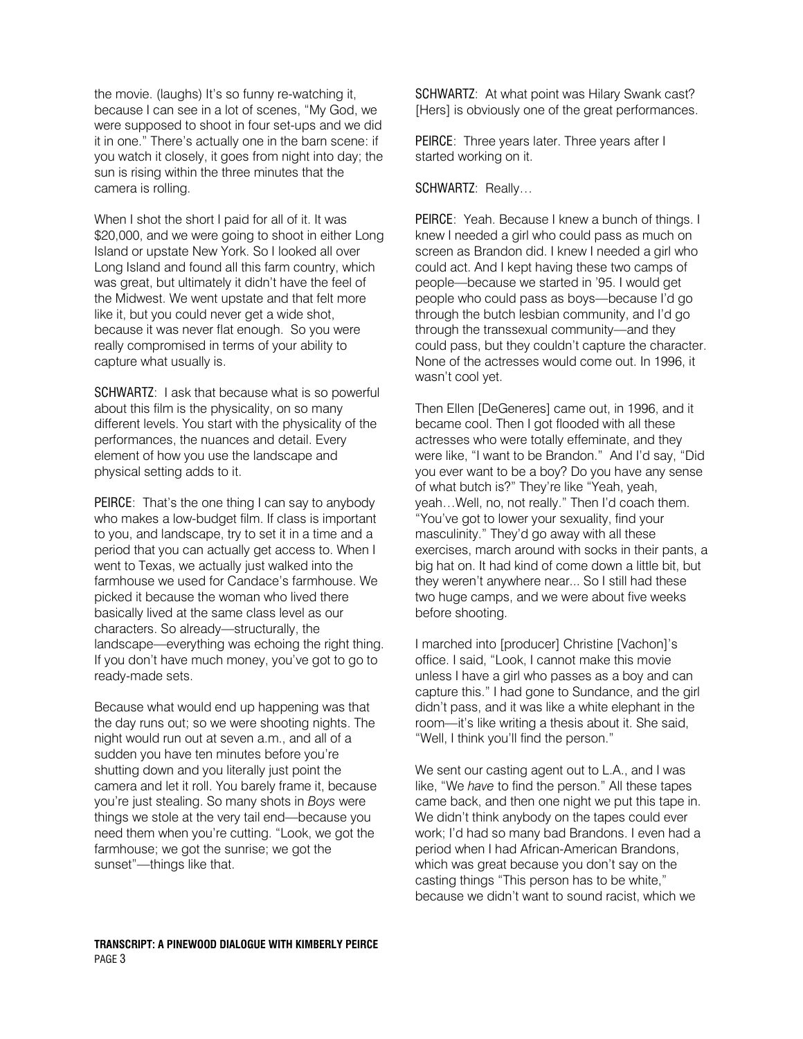the movie. (laughs) It's so funny re-watching it, because I can see in a lot of scenes, "My God, we were supposed to shoot in four set-ups and we did it in one." There's actually one in the barn scene: if you watch it closely, it goes from night into day; the sun is rising within the three minutes that the camera is rolling.

When I shot the short I paid for all of it. It was $20,000, and we were going to shoot in either Long Island or upstate New York. So I looked all over Long Island and found all this farm country, which was great, but ultimately it didn't have the feel of the Midwest. We went upstate and that felt more like it, but you could never get a wide shot, because it was never flat enough. So you were really compromised in terms of your ability to capture what usually is.

SCHWARTZ: I ask that because what is so powerful about this film is the physicality, on so many different levels. You start with the physicality of the performances, the nuances and detail. Every element of how you use the landscape and physical setting adds to it.

PEIRCE: That's the one thing I can say to anybody who makes a low-budget film. If class is important to you, and landscape, try to set it in a time and a period that you can actually get access to. When I went to Texas, we actually just walked into the farmhouse we used for Candace's farmhouse. We picked it because the woman who lived there basically lived at the same class level as our characters. So already—structurally, the landscape—everything was echoing the right thing. If you don't have much money, you've got to go to ready-made sets.

Because what would end up happening was that the day runs out; so we were shooting nights. The night would run out at seven a.m., and all of a sudden you have ten minutes before you're shutting down and you literally just point the camera and let it roll. You barely frame it, because you're just stealing. So many shots in *Boys* were things we stole at the very tail end—because you need them when you're cutting. "Look, we got the farmhouse; we got the sunrise; we got the sunset"—things like that.

SCHWARTZ: At what point was Hilary Swank cast? [Hers] is obviously one of the great performances.

PEIRCE: Three years later. Three years after I started working on it.

SCHWARTZ: Really…

PEIRCE: Yeah. Because I knew a bunch of things. I knew I needed a girl who could pass as much on screen as Brandon did. I knew I needed a girl who could act. And I kept having these two camps of people—because we started in '95. I would get people who could pass as boys—because I'd go through the butch lesbian community, and I'd go through the transsexual community—and they could pass, but they couldn't capture the character. None of the actresses would come out. In 1996, it wasn't cool yet.

Then Ellen [DeGeneres] came out, in 1996, and it became cool. Then I got flooded with all these actresses who were totally effeminate, and they were like, "I want to be Brandon." And I'd say, "Did you ever want to be a boy? Do you have any sense of what butch is?" They're like "Yeah, yeah, yeah…Well, no, not really." Then I'd coach them. "You've got to lower your sexuality, find your masculinity." They'd go away with all these exercises, march around with socks in their pants, a big hat on. It had kind of come down a little bit, but they weren't anywhere near... So I still had these two huge camps, and we were about five weeks before shooting.

I marched into [producer] Christine [Vachon]'s office. I said, "Look, I cannot make this movie unless I have a girl who passes as a boy and can capture this." I had gone to Sundance, and the girl didn't pass, and it was like a white elephant in the room—it's like writing a thesis about it. She said, "Well, I think you'll find the person."

We sent our casting agent out to L.A., and I was like, "We *have* to find the person." All these tapes came back, and then one night we put this tape in. We didn't think anybody on the tapes could ever work; I'd had so many bad Brandons. I even had a period when I had African-American Brandons, which was great because you don't say on the casting things "This person has to be white," because we didn't want to sound racist, which we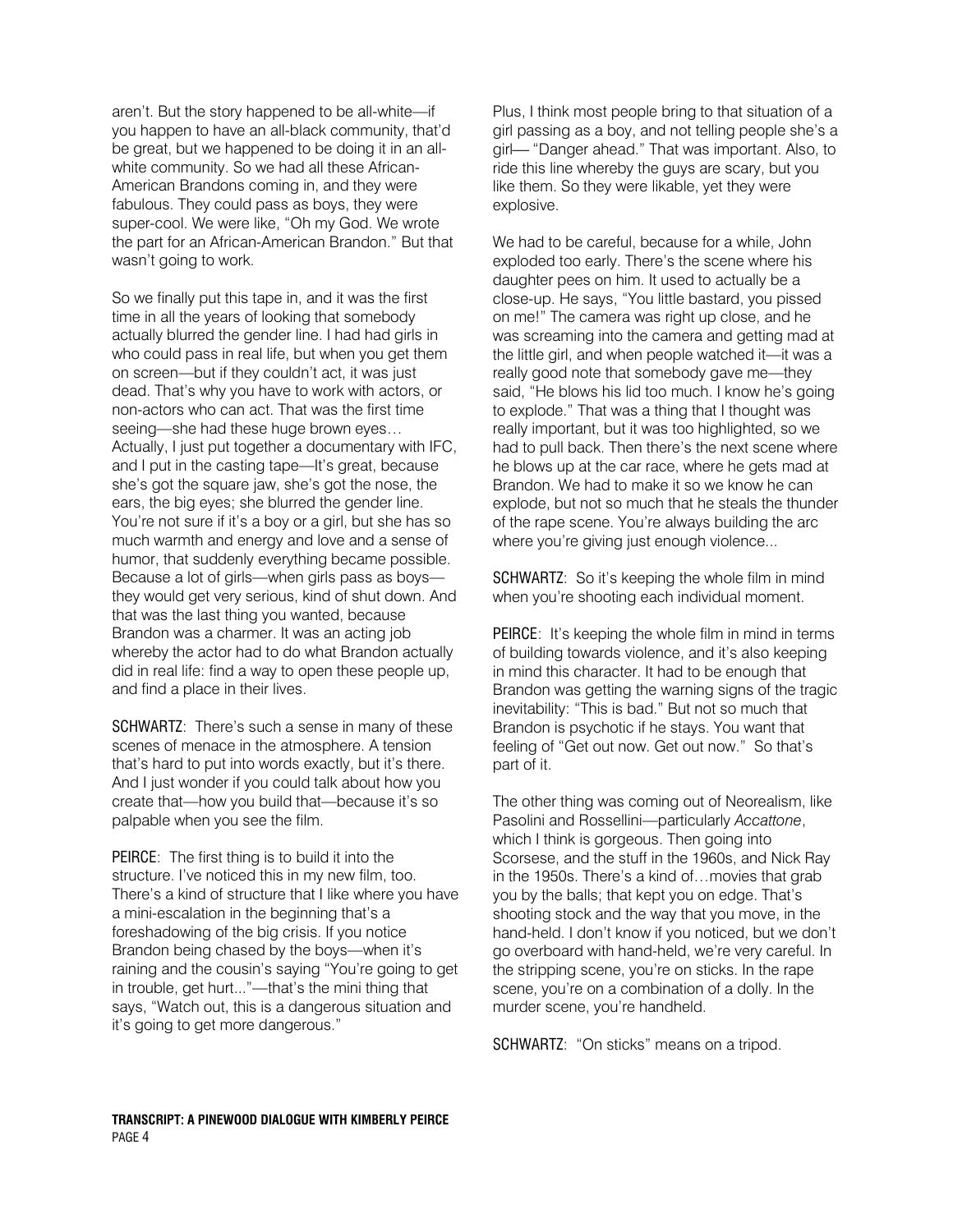aren't. But the story happened to be all-white—if you happen to have an all-black community, that'd be great, but we happened to be doing it in an all-white community. So we had all these African-American Brandons coming in, and they were fabulous. They could pass as boys, they were super-cool. We were like, "Oh my God. We wrote the part for an African-American Brandon." But that wasn't going to work.

So we finally put this tape in, and it was the first time in all the years of looking that somebody actually blurred the gender line. I had had girls in who could pass in real life, but when you get them on screen—but if they couldn't act, it was just dead. That's why you have to work with actors, or non-actors who can act. That was the first time seeing—she had these huge brown eyes… Actually, I just put together a documentary with IFC, and I put in the casting tape—It's great, because she's got the square jaw, she's got the nose, the ears, the big eyes; she blurred the gender line. You're not sure if it's a boy or a girl, but she has so much warmth and energy and love and a sense of humor, that suddenly everything became possible. Because a lot of girls—when girls pass as boys—they would get very serious, kind of shut down. And that was the last thing you wanted, because Brandon was a charmer. It was an acting job whereby the actor had to do what Brandon actually did in real life: find a way to open these people up, and find a place in their lives.

SCHWARTZ: There's such a sense in many of these scenes of menace in the atmosphere. A tension that's hard to put into words exactly, but it's there. And I just wonder if you could talk about how you create that—how you build that—because it's so palpable when you see the film.

PEIRCE: The first thing is to build it into the structure. I've noticed this in my new film, too. There's a kind of structure that I like where you have a mini-escalation in the beginning that's a foreshadowing of the big crisis. If you notice Brandon being chased by the boys—when it's raining and the cousin's saying "You're going to get in trouble, get hurt..."—that's the mini thing that says, "Watch out, this is a dangerous situation and it's going to get more dangerous."

Plus, I think most people bring to that situation of a girl passing as a boy, and not telling people she's a girl— "Danger ahead." That was important. Also, to ride this line whereby the guys are scary, but you like them. So they were likable, yet they were explosive.

We had to be careful, because for a while, John exploded too early. There's the scene where his daughter pees on him. It used to actually be a close-up. He says, "You little bastard, you pissed on me!" The camera was right up close, and he was screaming into the camera and getting mad at the little girl, and when people watched it—it was a really good note that somebody gave me—they said, "He blows his lid too much. I know he's going to explode." That was a thing that I thought was really important, but it was too highlighted, so we had to pull back. Then there's the next scene where he blows up at the car race, where he gets mad at Brandon. We had to make it so we know he can explode, but not so much that he steals the thunder of the rape scene. You're always building the arc where you're giving just enough violence...

SCHWARTZ: So it's keeping the whole film in mind when you're shooting each individual moment.

PEIRCE: It's keeping the whole film in mind in terms of building towards violence, and it's also keeping in mind this character. It had to be enough that Brandon was getting the warning signs of the tragic inevitability: "This is bad." But not so much that Brandon is psychotic if he stays. You want that feeling of "Get out now. Get out now." So that's part of it.

The other thing was coming out of Neorealism, like Pasolini and Rossellini—particularly *Accattone*, which I think is gorgeous. Then going into Scorsese, and the stuff in the 1960s, and Nick Ray in the 1950s. There's a kind of…movies that grab you by the balls; that kept you on edge. That's shooting stock and the way that you move, in the hand-held. I don't know if you noticed, but we don't go overboard with hand-held, we're very careful. In the stripping scene, you're on sticks. In the rape scene, you're on a combination of a dolly. In the murder scene, you're handheld.

SCHWARTZ: "On sticks" means on a tripod.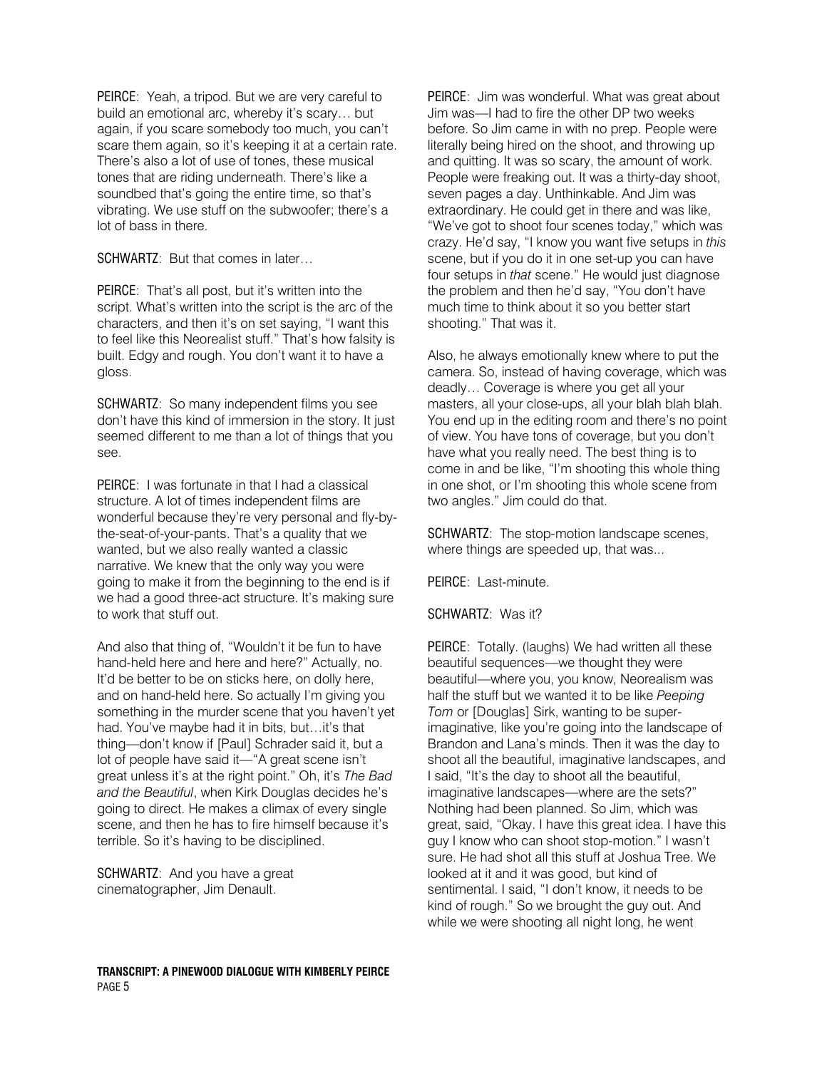PEIRCE: Yeah, a tripod. But we are very careful to build an emotional arc, whereby it's scary… but again, if you scare somebody too much, you can't scare them again, so it's keeping it at a certain rate. There's also a lot of use of tones, these musical tones that are riding underneath. There's like a soundbed that's going the entire time, so that's vibrating. We use stuff on the subwoofer; there's a lot of bass in there.

SCHWARTZ: But that comes in later…

PEIRCE: That's all post, but it's written into the script. What's written into the script is the arc of the characters, and then it's on set saying, "I want this to feel like this Neorealist stuff." That's how falsity is built. Edgy and rough. You don't want it to have a gloss.

SCHWARTZ: So many independent films you see don't have this kind of immersion in the story. It just seemed different to me than a lot of things that you see.

PEIRCE: I was fortunate in that I had a classical structure. A lot of times independent films are wonderful because they're very personal and fly-by-the-seat-of-your-pants. That's a quality that we wanted, but we also really wanted a classic narrative. We knew that the only way you were going to make it from the beginning to the end is if we had a good three-act structure. It's making sure to work that stuff out.

And also that thing of, "Wouldn't it be fun to have hand-held here and here and here?" Actually, no. It'd be better to be on sticks here, on dolly here, and on hand-held here. So actually I'm giving you something in the murder scene that you haven't yet had. You've maybe had it in bits, but…it's that thing—don't know if [Paul] Schrader said it, but a lot of people have said it—"A great scene isn't great unless it's at the right point." Oh, it's *The Bad and the Beautiful*, when Kirk Douglas decides he's going to direct. He makes a climax of every single scene, and then he has to fire himself because it's terrible. So it's having to be disciplined.

SCHWARTZ: And you have a great cinematographer, Jim Denault.

PEIRCE: Jim was wonderful. What was great about Jim was—I had to fire the other DP two weeks before. So Jim came in with no prep. People were literally being hired on the shoot, and throwing up and quitting. It was so scary, the amount of work. People were freaking out. It was a thirty-day shoot, seven pages a day. Unthinkable. And Jim was extraordinary. He could get in there and was like, "We've got to shoot four scenes today," which was crazy. He'd say, "I know you want five setups in *this* scene, but if you do it in one set-up you can have four setups in *that* scene." He would just diagnose the problem and then he'd say, "You don't have much time to think about it so you better start shooting." That was it.

Also, he always emotionally knew where to put the camera. So, instead of having coverage, which was deadly… Coverage is where you get all your masters, all your close-ups, all your blah blah blah. You end up in the editing room and there's no point of view. You have tons of coverage, but you don't have what you really need. The best thing is to come in and be like, "I'm shooting this whole thing in one shot, or I'm shooting this whole scene from two angles." Jim could do that.

SCHWARTZ: The stop-motion landscape scenes, where things are speeded up, that was...

PEIRCE: Last-minute.

SCHWARTZ: Was it?

PEIRCE: Totally. (laughs) We had written all these beautiful sequences—we thought they were beautiful—where you, you know, Neorealism was half the stuff but we wanted it to be like *Peeping Tom* or [Douglas] Sirk, wanting to be super-imaginative, like you're going into the landscape of Brandon and Lana's minds. Then it was the day to shoot all the beautiful, imaginative landscapes, and I said, "It's the day to shoot all the beautiful, imaginative landscapes—where are the sets?" Nothing had been planned. So Jim, which was great, said, "Okay. I have this great idea. I have this guy I know who can shoot stop-motion." I wasn't sure. He had shot all this stuff at Joshua Tree. We looked at it and it was good, but kind of sentimental. I said, "I don't know, it needs to be kind of rough." So we brought the guy out. And while we were shooting all night long, he went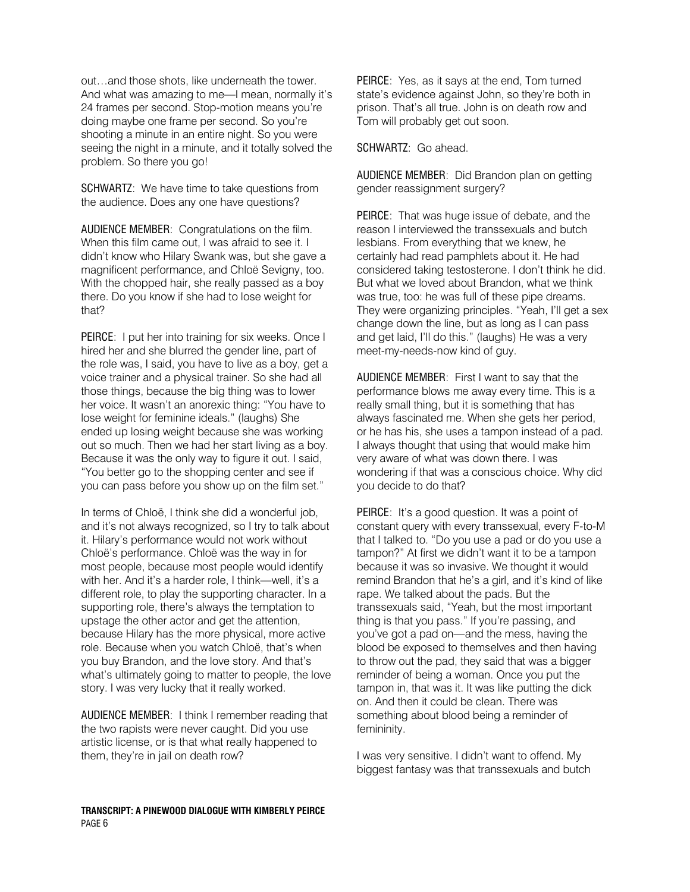out…and those shots, like underneath the tower. And what was amazing to me—I mean, normally it's 24 frames per second. Stop-motion means you're doing maybe one frame per second. So you're shooting a minute in an entire night. So you were seeing the night in a minute, and it totally solved the problem. So there you go!

SCHWARTZ: We have time to take questions from the audience. Does any one have questions?

AUDIENCE MEMBER: Congratulations on the film. When this film came out, I was afraid to see it. I didn't know who Hilary Swank was, but she gave a magnificent performance, and Chloë Sevigny, too. With the chopped hair, she really passed as a boy there. Do you know if she had to lose weight for that?

PEIRCE: I put her into training for six weeks. Once I hired her and she blurred the gender line, part of the role was, I said, you have to live as a boy, get a voice trainer and a physical trainer. So she had all those things, because the big thing was to lower her voice. It wasn't an anorexic thing: "You have to lose weight for feminine ideals." (laughs) She ended up losing weight because she was working out so much. Then we had her start living as a boy. Because it was the only way to figure it out. I said, "You better go to the shopping center and see if you can pass before you show up on the film set."

In terms of Chloë, I think she did a wonderful job, and it's not always recognized, so I try to talk about it. Hilary's performance would not work without Chloë's performance. Chloë was the way in for most people, because most people would identify with her. And it's a harder role, I think—well, it's a different role, to play the supporting character. In a supporting role, there's always the temptation to upstage the other actor and get the attention, because Hilary has the more physical, more active role. Because when you watch Chloë, that's when you buy Brandon, and the love story. And that's what's ultimately going to matter to people, the love story. I was very lucky that it really worked.

AUDIENCE MEMBER: I think I remember reading that the two rapists were never caught. Did you use artistic license, or is that what really happened to them, they're in jail on death row?

PEIRCE: Yes, as it says at the end, Tom turned state's evidence against John, so they're both in prison. That's all true. John is on death row and Tom will probably get out soon.

SCHWARTZ: Go ahead.

AUDIENCE MEMBER: Did Brandon plan on getting gender reassignment surgery?

PEIRCE: That was huge issue of debate, and the reason I interviewed the transsexuals and butch lesbians. From everything that we knew, he certainly had read pamphlets about it. He had considered taking testosterone. I don't think he did. But what we loved about Brandon, what we think was true, too: he was full of these pipe dreams. They were organizing principles. "Yeah, I'll get a sex change down the line, but as long as I can pass and get laid, I'll do this." (laughs) He was a very meet-my-needs-now kind of guy.

AUDIENCE MEMBER: First I want to say that the performance blows me away every time. This is a really small thing, but it is something that has always fascinated me. When she gets her period, or he has his, she uses a tampon instead of a pad. I always thought that using that would make him very aware of what was down there. I was wondering if that was a conscious choice. Why did you decide to do that?

PEIRCE: It's a good question. It was a point of constant query with every transsexual, every F-to-M that I talked to. "Do you use a pad or do you use a tampon?" At first we didn't want it to be a tampon because it was so invasive. We thought it would remind Brandon that he's a girl, and it's kind of like rape. We talked about the pads. But the transsexuals said, "Yeah, but the most important thing is that you pass." If you're passing, and you've got a pad on—and the mess, having the blood be exposed to themselves and then having to throw out the pad, they said that was a bigger reminder of being a woman. Once you put the tampon in, that was it. It was like putting the dick on. And then it could be clean. There was something about blood being a reminder of femininity.

I was very sensitive. I didn't want to offend. My biggest fantasy was that transsexuals and butch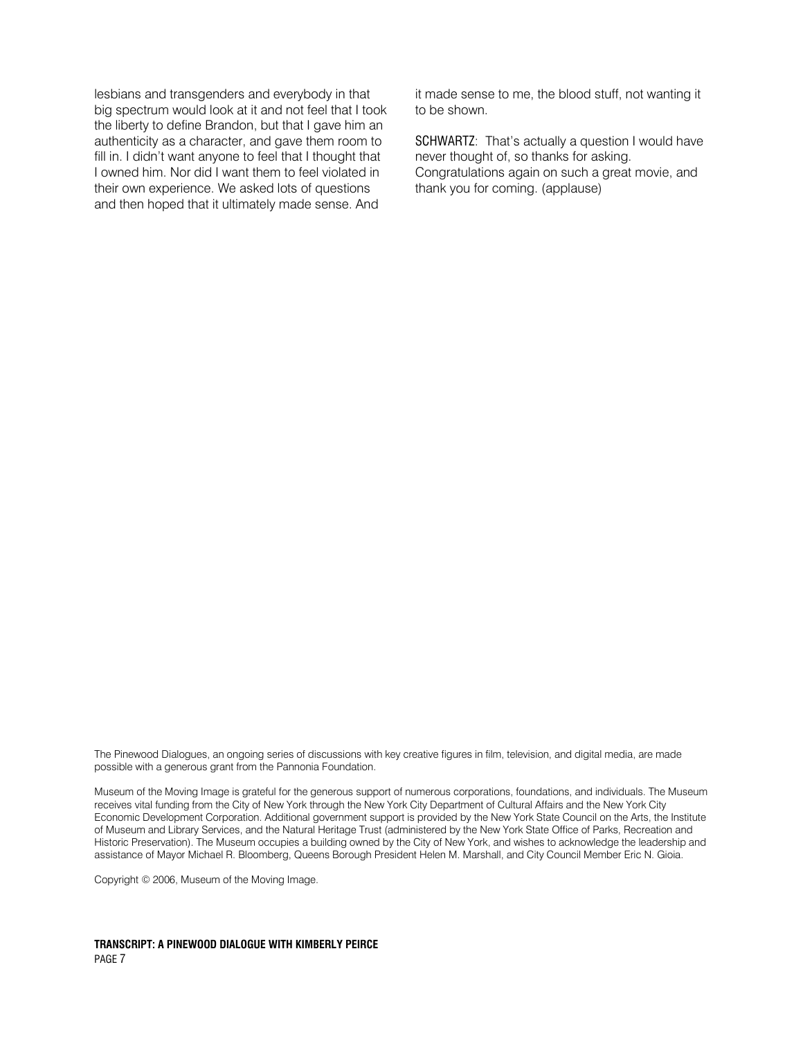lesbians and transgenders and everybody in that big spectrum would look at it and not feel that I took the liberty to define Brandon, but that I gave him an authenticity as a character, and gave them room to fill in. I didn't want anyone to feel that I thought that I owned him. Nor did I want them to feel violated in their own experience. We asked lots of questions and then hoped that it ultimately made sense. And it made sense to me, the blood stuff, not wanting it to be shown.

SCHWARTZ: That's actually a question I would have never thought of, so thanks for asking. Congratulations again on such a great movie, and thank you for coming. (applause)

The Pinewood Dialogues, an ongoing series of discussions with key creative figures in film, television, and digital media, are made possible with a generous grant from the Pannonia Foundation.

Museum of the Moving Image is grateful for the generous support of numerous corporations, foundations, and individuals. The Museum receives vital funding from the City of New York through the New York City Department of Cultural Affairs and the New York City Economic Development Corporation. Additional government support is provided by the New York State Council on the Arts, the Institute of Museum and Library Services, and the Natural Heritage Trust (administered by the New York State Office of Parks, Recreation and Historic Preservation). The Museum occupies a building owned by the City of New York, and wishes to acknowledge the leadership and assistance of Mayor Michael R. Bloomberg, Queens Borough President Helen M. Marshall, and City Council Member Eric N. Gioia.

Copyright © 2006, Museum of the Moving Image.